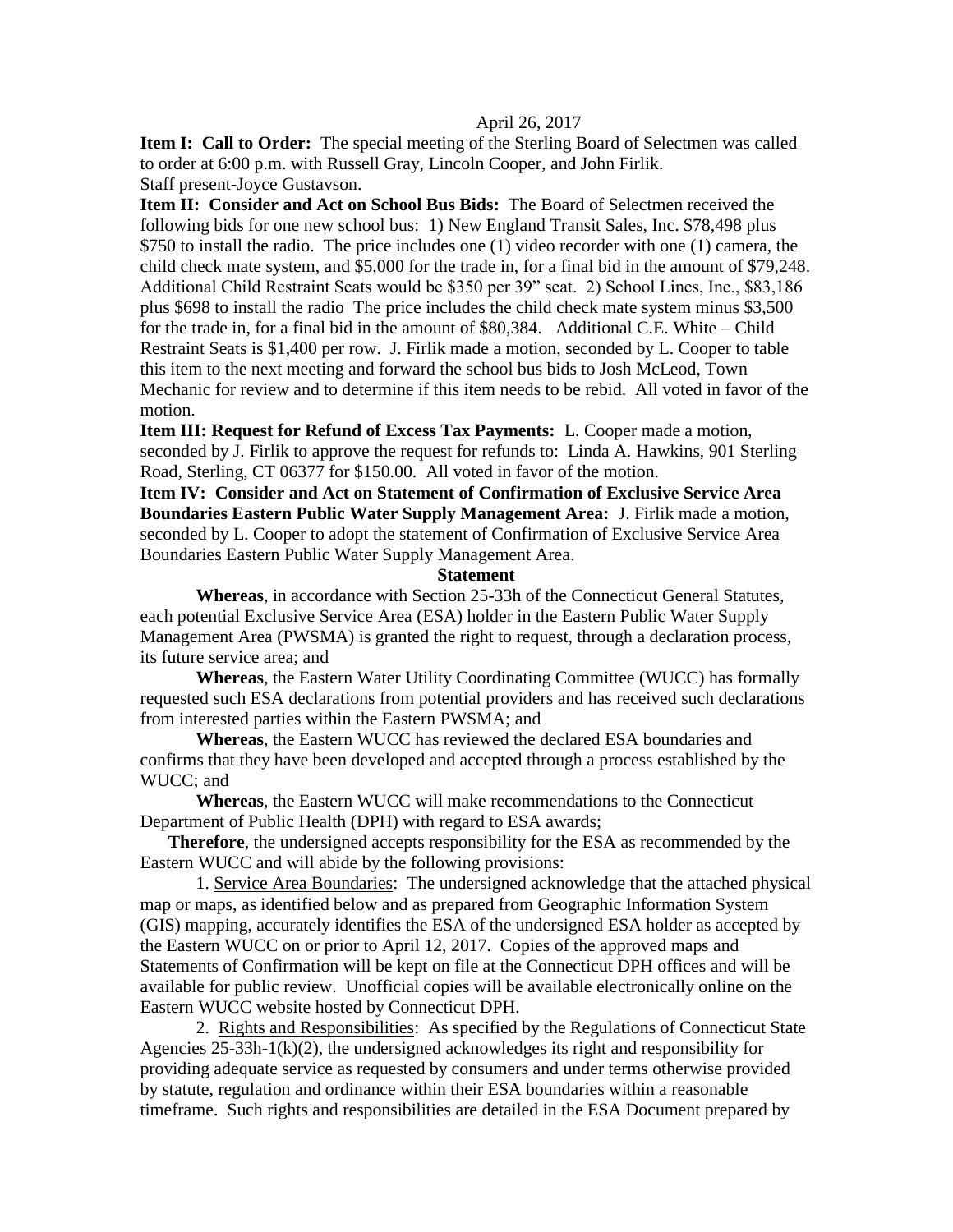April 26, 2017

**Item I: Call to Order:** The special meeting of the Sterling Board of Selectmen was called to order at 6:00 p.m. with Russell Gray, Lincoln Cooper, and John Firlik.
Staff present-Joyce Gustavson.

**Item II: Consider and Act on School Bus Bids:** The Board of Selectmen received the following bids for one new school bus: 1) New England Transit Sales, Inc. $78,498 plus $750 to install the radio. The price includes one (1) video recorder with one (1) camera, the child check mate system, and $5,000 for the trade in, for a final bid in the amount of $79,248. Additional Child Restraint Seats would be $350 per 39" seat. 2) School Lines, Inc., $83,186 plus $698 to install the radio The price includes the child check mate system minus $3,500 for the trade in, for a final bid in the amount of $80,384. Additional C.E. White – Child Restraint Seats is $1,400 per row. J. Firlik made a motion, seconded by L. Cooper to table this item to the next meeting and forward the school bus bids to Josh McLeod, Town Mechanic for review and to determine if this item needs to be rebid. All voted in favor of the motion.

**Item III: Request for Refund of Excess Tax Payments:** L. Cooper made a motion, seconded by J. Firlik to approve the request for refunds to: Linda A. Hawkins, 901 Sterling Road, Sterling, CT 06377 for $150.00. All voted in favor of the motion.

**Item IV: Consider and Act on Statement of Confirmation of Exclusive Service Area Boundaries Eastern Public Water Supply Management Area:** J. Firlik made a motion, seconded by L. Cooper to adopt the statement of Confirmation of Exclusive Service Area Boundaries Eastern Public Water Supply Management Area.

**Statement**

**Whereas**, in accordance with Section 25-33h of the Connecticut General Statutes, each potential Exclusive Service Area (ESA) holder in the Eastern Public Water Supply Management Area (PWSMA) is granted the right to request, through a declaration process, its future service area; and

**Whereas**, the Eastern Water Utility Coordinating Committee (WUCC) has formally requested such ESA declarations from potential providers and has received such declarations from interested parties within the Eastern PWSMA; and

**Whereas**, the Eastern WUCC has reviewed the declared ESA boundaries and confirms that they have been developed and accepted through a process established by the WUCC; and

**Whereas**, the Eastern WUCC will make recommendations to the Connecticut Department of Public Health (DPH) with regard to ESA awards;

**Therefore**, the undersigned accepts responsibility for the ESA as recommended by the Eastern WUCC and will abide by the following provisions:

1. Service Area Boundaries: The undersigned acknowledge that the attached physical map or maps, as identified below and as prepared from Geographic Information System (GIS) mapping, accurately identifies the ESA of the undersigned ESA holder as accepted by the Eastern WUCC on or prior to April 12, 2017. Copies of the approved maps and Statements of Confirmation will be kept on file at the Connecticut DPH offices and will be available for public review. Unofficial copies will be available electronically online on the Eastern WUCC website hosted by Connecticut DPH.

2. Rights and Responsibilities: As specified by the Regulations of Connecticut State Agencies 25-33h-1(k)(2), the undersigned acknowledges its right and responsibility for providing adequate service as requested by consumers and under terms otherwise provided by statute, regulation and ordinance within their ESA boundaries within a reasonable timeframe. Such rights and responsibilities are detailed in the ESA Document prepared by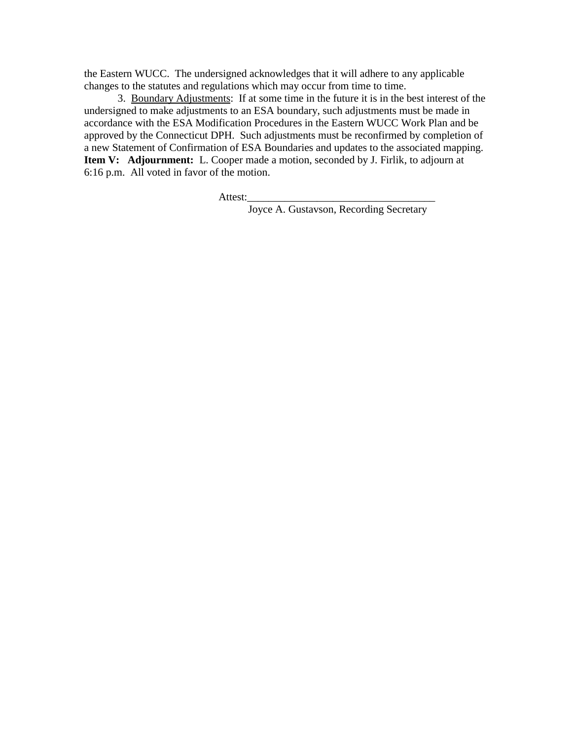the Eastern WUCC. The undersigned acknowledges that it will adhere to any applicable changes to the statutes and regulations which may occur from time to time.

3. <u>Boundary Adjustments</u>: If at some time in the future it is in the best interest of the undersigned to make adjustments to an ESA boundary, such adjustments must be made in accordance with the ESA Modification Procedures in the Eastern WUCC Work Plan and be approved by the Connecticut DPH. Such adjustments must be reconfirmed by completion of a new Statement of Confirmation of ESA Boundaries and updates to the associated mapping.

**Item V: Adjournment:** L. Cooper made a motion, seconded by J. Firlik, to adjourn at 6:16 p.m. All voted in favor of the motion.

Attest:\_\_\_\_\_\_\_\_\_\_\_\_\_\_\_\_\_\_\_\_\_\_\_\_\_\_\_\_\_\_\_\_\_\_\_\_

Joyce A. Gustavson, Recording Secretary